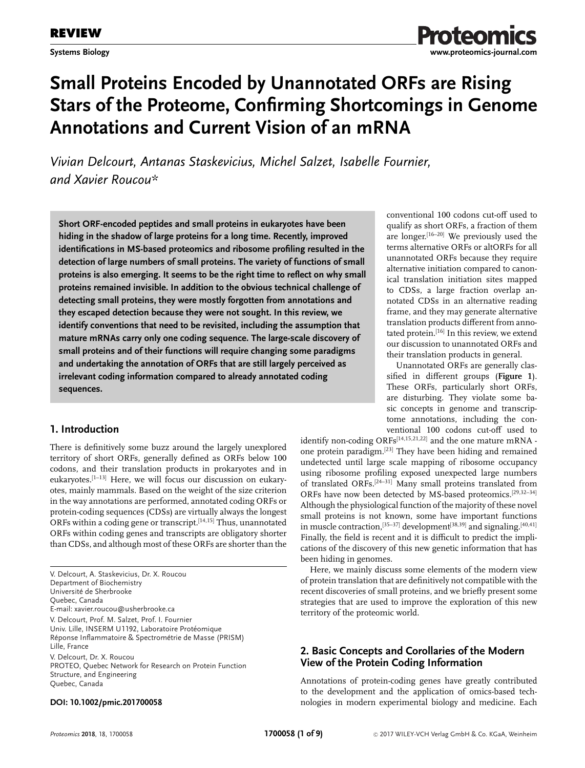**REVIEW**

**Systems Biology**

# Small Proteins Encoded by Unannotated ORFs are Rising Stars of the Proteome, Confirming Shortcomings in Genome Annotations and Current Vision of an mRNA

*Vivian Delcourt, Antanas Staskevicius, Michel Salzet, Isabelle Fournier, and Xavier Roucou\**

**Short ORF-encoded peptides and small proteins in eukaryotes have been hiding in the shadow of large proteins for a long time. Recently, improved identifications in MS-based proteomics and ribosome profiling resulted in the detection of large numbers of small proteins. The variety of functions of small proteins is also emerging. It seems to be the right time to reflect on why small proteins remained invisible. In addition to the obvious technical challenge of detecting small proteins, they were mostly forgotten from annotations and they escaped detection because they were not sought. In this review, we identify conventions that need to be revisited, including the assumption that mature mRNAs carry only one coding sequence. The large-scale discovery of small proteins and of their functions will require changing some paradigms and undertaking the annotation of ORFs that are still largely perceived as irrelevant coding information compared to already annotated coding sequences.**

## 1. Introduction

There is definitively some buzz around the largely unexplored territory of short ORFs, generally defined as ORFs below 100 codons, and their translation products in prokaryotes and in eukaryotes.[1–13] Here, we will focus our discussion on eukaryotes, mainly mammals. Based on the weight of the size criterion in the way annotations are performed, annotated coding ORFs or protein-coding sequences (CDSs) are virtually always the longest ORFs within a coding gene or transcript.[14,15] Thus, unannotated ORFs within coding genes and transcripts are obligatory shorter than CDSs, and although most of these ORFs are shorter than the conventional 100 codons cut-off used to qualify as short ORFs, a fraction of them are longer.[16–20] We previously used the terms alternative ORFs or altORFs for all unannotated ORFs because they require alternative initiation compared to canonical translation initiation sites mapped to CDSs, a large fraction overlap annotated CDSs in an alternative reading frame, and they may generate alternative translation products different from annotated protein.[16] In this review, we extend our discussion to unannotated ORFs and their translation products in general.

Unannotated ORFs are generally classified in different groups (**Figure 1**). These ORFs, particularly short ORFs, are disturbing. They violate some basic concepts in genome and transcriptome annotations, including the conventional 100 codons cut-off used to identify non-coding ORFs[14,15,21,22] and the one mature mRNA - one protein paradigm.[23] They have been hiding and remained undetected until large scale mapping of ribosome occupancy using ribosome profiling exposed unexpected large numbers of translated ORFs.[24–31] Many small proteins translated from ORFs have now been detected by MS-based proteomics.[29,32–34] Although the physiological function of the majority of these novel small proteins is not known, some have important functions in muscle contraction,[35–37] development[38,39] and signaling.[40,41] Finally, the field is recent and it is difficult to predict the implications of the discovery of this new genetic information that has been hiding in genomes.

Here, we mainly discuss some elements of the modern view of protein translation that are definitively not compatible with the recent discoveries of small proteins, and we briefly present some strategies that are used to improve the exploration of this new territory of the proteomic world.

## 2. Basic Concepts and Corollaries of the Modern View of the Protein Coding Information

Annotations of protein-coding genes have greatly contributed to the development and the application of omics-based technologies in modern experimental biology and medicine. Each

---

V. Delcourt, A. Staskevicius, Dr. X. Roucou
Department of Biochemistry
Université de Sherbrooke
Quebec, Canada
E-mail: xavier.roucou@usherbrooke.ca

V. Delcourt, Prof. M. Salzet, Prof. I. Fournier
Univ. Lille, INSERM U1192, Laboratoire Protéomique
Réponse Inflammatoire & Spectrométrie de Masse (PRISM)
Lille, France

V. Delcourt, Dr. X. Roucou
PROTEO, Quebec Network for Research on Protein Function
Structure, and Engineering
Quebec, Canada

**DOI: 10.1002/pmic.201700058**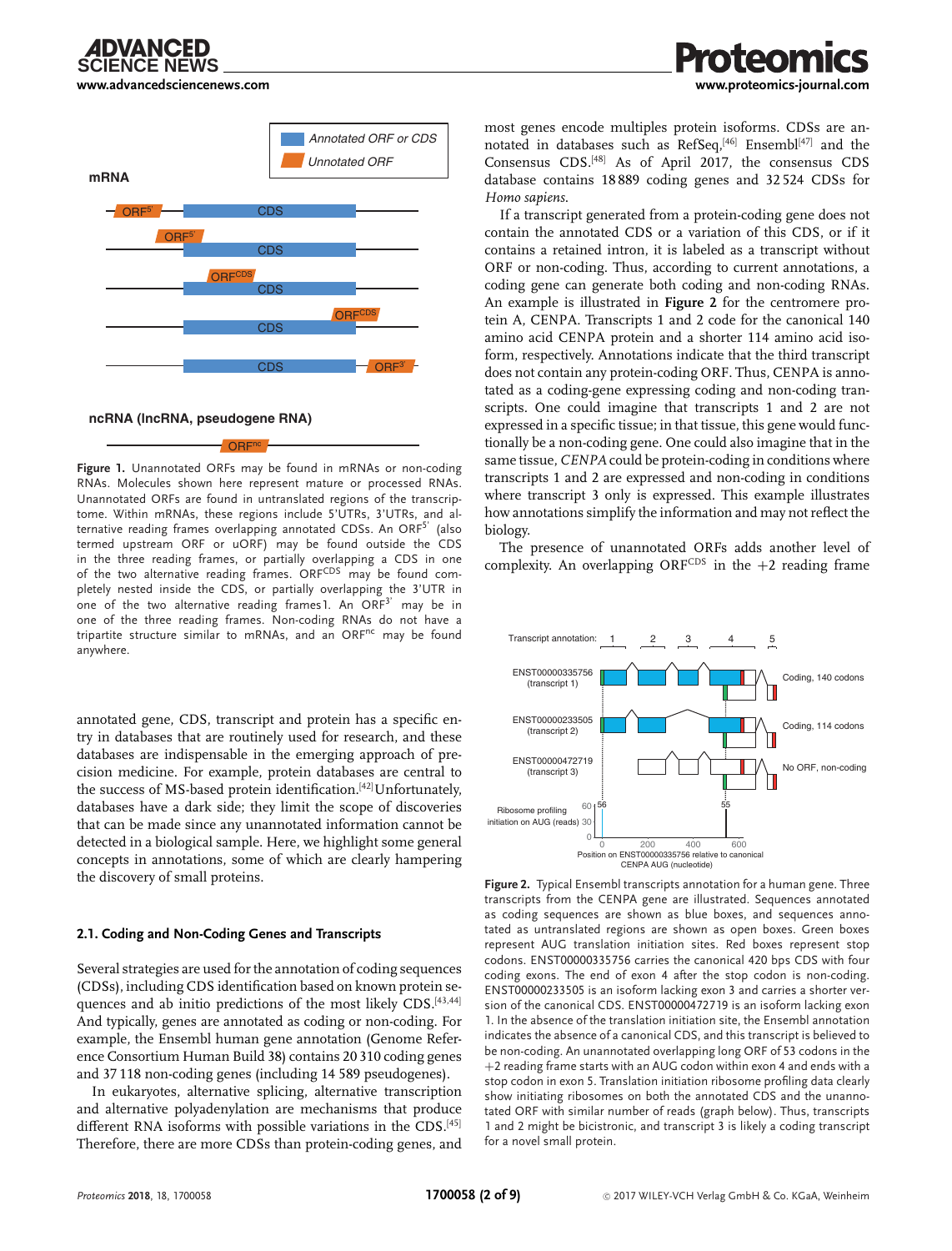**Figure 1.** Unannotated ORFs may be found in mRNAs or non-coding RNAs. Molecules shown here represent mature or processed RNAs. Unannotated ORFs are found in untranslated regions of the transcriptome. Within mRNAs, these regions include 5'UTRs, 3'UTRs, and alternative reading frames overlapping annotated CDSs. An $ORF^{5'}$ (also termed upstream ORF or uORF) may be found outside the CDS in the three reading frames, or partially overlapping a CDS in one of the two alternative reading frames. $ORF^{CDS}$ may be found completely nested inside the CDS, or partially overlapping the 3'UTR in one of the two alternative reading frames1. An $ORF^{3'}$ may be in one of the three reading frames. Non-coding RNAs do not have a tripartite structure similar to mRNAs, and an $ORF^{nc}$ may be found anywhere.

annotated gene, CDS, transcript and protein has a specific entry in databases that are routinely used for research, and these databases are indispensable in the emerging approach of precision medicine. For example, protein databases are central to the success of MS-based protein identification.[42] Unfortunately, databases have a dark side; they limit the scope of discoveries that can be made since any unannotated information cannot be detected in a biological sample. Here, we highlight some general concepts in annotations, some of which are clearly hampering the discovery of small proteins.

### 2.1. Coding and Non-Coding Genes and Transcripts

Several strategies are used for the annotation of coding sequences (CDSs), including CDS identification based on known protein sequences and ab initio predictions of the most likely CDS.[43,44] And typically, genes are annotated as coding or non-coding. For example, the Ensembl human gene annotation (Genome Reference Consortium Human Build 38) contains 20 310 coding genes and 37 118 non-coding genes (including 14 589 pseudogenes).

In eukaryotes, alternative splicing, alternative transcription and alternative polyadenylation are mechanisms that produce different RNA isoforms with possible variations in the CDS.[45] Therefore, there are more CDSs than protein-coding genes, and most genes encode multiples protein isoforms. CDSs are annotated in databases such as RefSeq,[46] Ensembl[47] and the Consensus CDS.[48] As of April 2017, the consensus CDS database contains 18 889 coding genes and 32 524 CDSs for *Homo sapiens*.

If a transcript generated from a protein-coding gene does not contain the annotated CDS or a variation of this CDS, or if it contains a retained intron, it is labeled as a transcript without ORF or non-coding. Thus, according to current annotations, a coding gene can generate both coding and non-coding RNAs. An example is illustrated in **Figure 2** for the centromere protein A, CENPA. Transcripts 1 and 2 code for the canonical 140 amino acid CENPA protein and a shorter 114 amino acid isoform, respectively. Annotations indicate that the third transcript does not contain any protein-coding ORF. Thus, CENPA is annotated as a coding-gene expressing coding and non-coding transcripts. One could imagine that transcripts 1 and 2 are not expressed in a specific tissue; in that tissue, this gene would functionally be a non-coding gene. One could also imagine that in the same tissue, *CENPA* could be protein-coding in conditions where transcripts 1 and 2 are expressed and non-coding in conditions where transcript 3 only is expressed. This example illustrates how annotations simplify the information and may not reflect the biology.

The presence of unannotated ORFs adds another level of complexity. An overlapping $ORF^{CDS}$ in the +2 reading frame

**Figure 2.** Typical Ensembl transcripts annotation for a human gene. Three transcripts from the CENPA gene are illustrated. Sequences annotated as coding sequences are shown as blue boxes, and sequences annotated as untranslated regions are shown as open boxes. Green boxes represent AUG translation initiation sites. Red boxes represent stop codons. ENST00000335756 carries the canonical 420 bps CDS with four coding exons. The end of exon 4 after the stop codon is non-coding. ENST00000233505 is an isoform lacking exon 3 and carries a shorter version of the canonical CDS. ENST00000472719 is an isoform lacking exon 1. In the absence of the translation initiation site, the Ensembl annotation indicates the absence of a canonical CDS, and this transcript is believed to be non-coding. An unannotated overlapping long ORF of 53 codons in the +2 reading frame starts with an AUG codon within exon 4 and ends with a stop codon in exon 5. Translation initiation ribosome profiling data clearly show initiating ribosomes on both the annotated CDS and the unannotated ORF with similar number of reads (graph below). Thus, transcripts 1 and 2 might be bicistronic, and transcript 3 is likely a coding transcript for a novel small protein.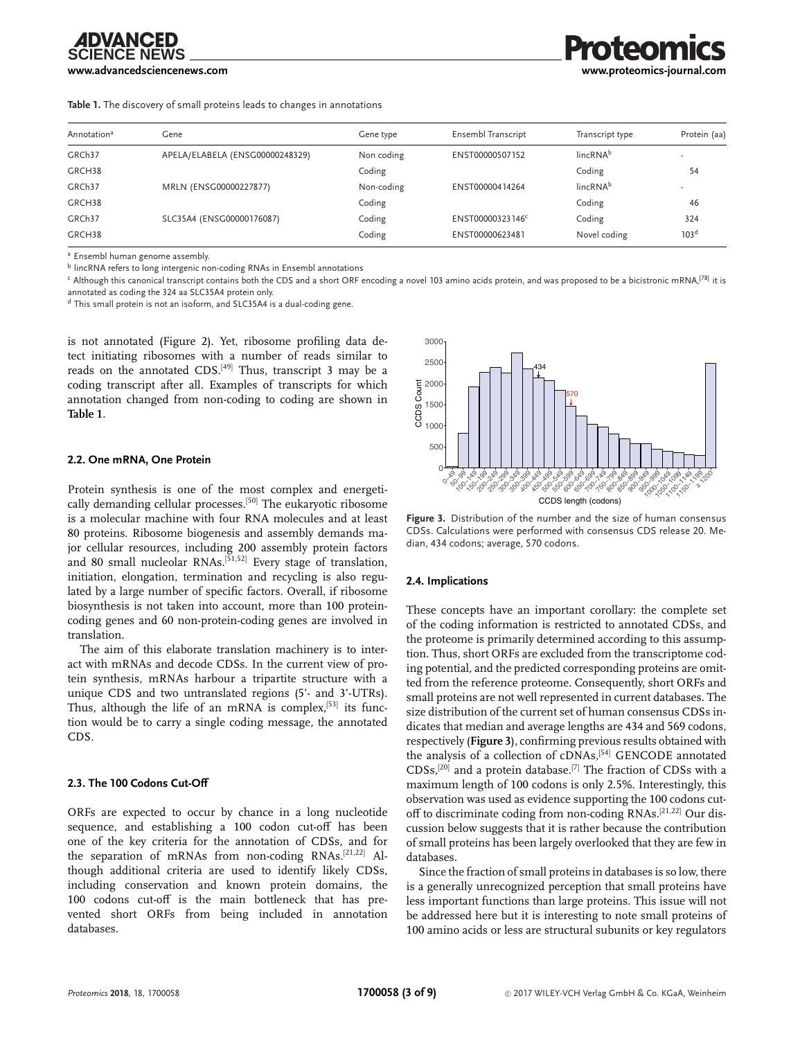**Table 1.** The discovery of small proteins leads to changes in annotations

| Annotation[a] | Gene | Gene type | Ensembl Transcript | Transcript type | Protein (aa) |
|---|---|---|---|---|---|
| GRCh37 | APELA/ELABELA (ENSG00000248329) | Non coding | ENST00000507152 | lincRNA[b] | - |
| GRCH38 | | Coding | | Coding | 54 |
| GRCh37 | MRLN (ENSG00000227877) | Non-coding | ENST00000414264 | lincRNA[b] | - |
| GRCH38 | | Coding | | Coding | 46 |
| GRCh37 | SLC35A4 (ENSG00000176087) | Coding | ENST00000323146[c] | Coding | 324 |
| GRCH38 | | Coding | ENST00000623481 | Novel coding | 103[d] |

[a] Ensembl human genome assembly.

[b] lincRNA refers to long intergenic non-coding RNAs in Ensembl annotations

[c] Although this canonical transcript contains both the CDS and a short ORF encoding a novel 103 amino acids protein, and was proposed to be a bicistronic mRNA,[78] it is annotated as coding the 324 aa SLC35A4 protein only.

[d] This small protein is not an isoform, and SLC35A4 is a dual-coding gene.

is not annotated (Figure 2). Yet, ribosome profiling data detect initiating ribosomes with a number of reads similar to reads on the annotated CDS.[49] Thus, transcript 3 may be a coding transcript after all. Examples of transcripts for which annotation changed from non-coding to coding are shown in **Table 1**.

### 2.2. One mRNA, One Protein

Protein synthesis is one of the most complex and energetically demanding cellular processes.[50] The eukaryotic ribosome is a molecular machine with four RNA molecules and at least 80 proteins. Ribosome biogenesis and assembly demands major cellular resources, including 200 assembly protein factors and 80 small nucleolar RNAs.[51,52] Every stage of translation, initiation, elongation, termination and recycling is also regulated by a large number of specific factors. Overall, if ribosome biosynthesis is not taken into account, more than 100 protein-coding genes and 60 non-protein-coding genes are involved in translation.

The aim of this elaborate translation machinery is to interact with mRNAs and decode CDSs. In the current view of protein synthesis, mRNAs harbour a tripartite structure with a unique CDS and two untranslated regions (5'- and 3'-UTRs). Thus, although the life of an mRNA is complex,[53] its function would be to carry a single coding message, the annotated CDS.

### 2.3. The 100 Codons Cut-Off

ORFs are expected to occur by chance in a long nucleotide sequence, and establishing a 100 codon cut-off has been one of the key criteria for the annotation of CDSs, and for the separation of mRNAs from non-coding RNAs.[21,22] Although additional criteria are used to identify likely CDSs, including conservation and known protein domains, the 100 codons cut-off is the main bottleneck that has prevented short ORFs from being included in annotation databases.

**Figure 3.** Distribution of the number and the size of human consensus CDSs. Calculations were performed with consensus CDS release 20. Median, 434 codons; average, 570 codons.

### 2.4. Implications

These concepts have an important corollary: the complete set of the coding information is restricted to annotated CDSs, and the proteome is primarily determined according to this assumption. Thus, short ORFs are excluded from the transcriptome coding potential, and the predicted corresponding proteins are omitted from the reference proteome. Consequently, short ORFs and small proteins are not well represented in current databases. The size distribution of the current set of human consensus CDSs indicates that median and average lengths are 434 and 569 codons, respectively (**Figure 3**), confirming previous results obtained with the analysis of a collection of cDNAs,[54] GENCODE annotated CDSs,[20] and a protein database.[7] The fraction of CDSs with a maximum length of 100 codons is only 2.5%. Interestingly, this observation was used as evidence supporting the 100 codons cut-off to discriminate coding from non-coding RNAs.[21,22] Our discussion below suggests that it is rather because the contribution of small proteins has been largely overlooked that they are few in databases.

Since the fraction of small proteins in databases is so low, there is a generally unrecognized perception that small proteins have less important functions than large proteins. This issue will not be addressed here but it is interesting to note small proteins of 100 amino acids or less are structural subunits or key regulators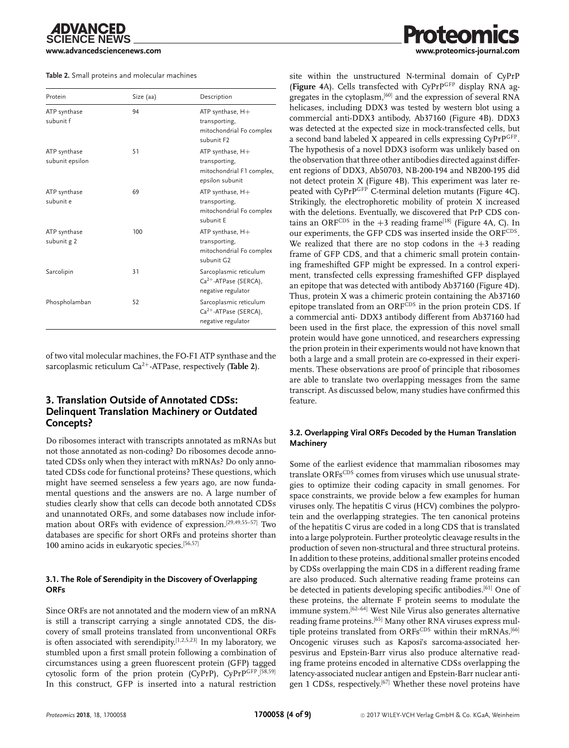**Table 2.** Small proteins and molecular machines

| Protein | Size (aa) | Description |
|---|---|---|
| ATP synthase subunit f | 94 | ATP synthase, H+ transporting, mitochondrial Fo complex subunit F2 |
| ATP synthase subunit epsilon | 51 | ATP synthase, H+ transporting, mitochondrial F1 complex, epsilon subunit |
| ATP synthase subunit e | 69 | ATP synthase, H+ transporting, mitochondrial Fo complex subunit E |
| ATP synthase subunit g 2 | 100 | ATP synthase, H+ transporting, mitochondrial Fo complex subunit G2 |
| Sarcolipin | 31 | Sarcoplasmic reticulum $Ca^{2+}$-ATPase (SERCA), negative regulator |
| Phospholamban | 52 | Sarcoplasmic reticulum $Ca^{2+}$-ATPase (SERCA), negative regulator |

of two vital molecular machines, the FO-F1 ATP synthase and the sarcoplasmic reticulum $Ca^{2+}$-ATPase, respectively (**Table 2**).

## 3. Translation Outside of Annotated CDSs: Delinquent Translation Machinery or Outdated Concepts?

Do ribosomes interact with transcripts annotated as mRNAs but not those annotated as non-coding? Do ribosomes decode annotated CDSs only when they interact with mRNAs? Do only annotated CDSs code for functional proteins? These questions, which might have seemed senseless a few years ago, are now fundamental questions and the answers are no. A large number of studies clearly show that cells can decode both annotated CDSs and unannotated ORFs, and some databases now include information about ORFs with evidence of expression.[29,49,55–57] Two databases are specific for short ORFs and proteins shorter than 100 amino acids in eukaryotic species.[56,57]

### 3.1. The Role of Serendipity in the Discovery of Overlapping ORFs

Since ORFs are not annotated and the modern view of an mRNA is still a transcript carrying a single annotated CDS, the discovery of small proteins translated from unconventional ORFs is often associated with serendipity.[1,2,5,23] In my laboratory, we stumbled upon a first small protein following a combination of circumstances using a green fluorescent protein (GFP) tagged cytosolic form of the prion protein (CyPrP), $CyPrP^{GFP}$.[58,59] In this construct, GFP is inserted into a natural restriction site within the unstructured N-terminal domain of CyPrP (**Figure 4**A). Cells transfected with $CyPrP^{GFP}$ display RNA aggregates in the cytoplasm,[60] and the expression of several RNA helicases, including DDX3 was tested by western blot using a commercial anti-DDX3 antibody, Ab37160 (Figure 4B). DDX3 was detected at the expected size in mock-transfected cells, but a second band labeled X appeared in cells expressing $CyPrP^{GFP}$. The hypothesis of a novel DDX3 isoform was unlikely based on the observation that three other antibodies directed against different regions of DDX3, Ab50703, NB-200-194 and NB200-195 did not detect protein X (Figure 4B). This experiment was later repeated with $CyPrP^{GFP}$ C-terminal deletion mutants (Figure 4C). Strikingly, the electrophoretic mobility of protein X increased with the deletions. Eventually, we discovered that PrP CDS contains an $ORF^{CDS}$ in the +3 reading frame[18] (Figure 4A, C). In our experiments, the GFP CDS was inserted inside the $ORF^{CDS}$. We realized that there are no stop codons in the +3 reading frame of GFP CDS, and that a chimeric small protein containing frameshifted GFP might be expressed. In a control experiment, transfected cells expressing frameshifted GFP displayed an epitope that was detected with antibody Ab37160 (Figure 4D). Thus, protein X was a chimeric protein containing the Ab37160 epitope translated from an $ORF^{CDS}$ in the prion protein CDS. If a commercial anti- DDX3 antibody different from Ab37160 had been used in the first place, the expression of this novel small protein would have gone unnoticed, and researchers expressing the prion protein in their experiments would not have known that both a large and a small protein are co-expressed in their experiments. These observations are proof of principle that ribosomes are able to translate two overlapping messages from the same transcript. As discussed below, many studies have confirmed this feature.

### 3.2. Overlapping Viral ORFs Decoded by the Human Translation Machinery

Some of the earliest evidence that mammalian ribosomes may translate $ORFs^{CDS}$ comes from viruses which use unusual strategies to optimize their coding capacity in small genomes. For space constraints, we provide below a few examples for human viruses only. The hepatitis C virus (HCV) combines the polyprotein and the overlapping strategies. The ten canonical proteins of the hepatitis C virus are coded in a long CDS that is translated into a large polyprotein. Further proteolytic cleavage results in the production of seven non-structural and three structural proteins. In addition to these proteins, additional smaller proteins encoded by CDSs overlapping the main CDS in a different reading frame are also produced. Such alternative reading frame proteins can be detected in patients developing specific antibodies.[61] One of these proteins, the alternate F protein seems to modulate the immune system.[62–64] West Nile Virus also generates alternative reading frame proteins.[65] Many other RNA viruses express multiple proteins translated from $ORFs^{CDS}$ within their mRNAs.[66] Oncogenic viruses such as Kaposi's sarcoma-associated herpesvirus and Epstein-Barr virus also produce alternative reading frame proteins encoded in alternative CDSs overlapping the latency-associated nuclear antigen and Epstein-Barr nuclear antigen 1 CDSs, respectively.[67] Whether these novel proteins have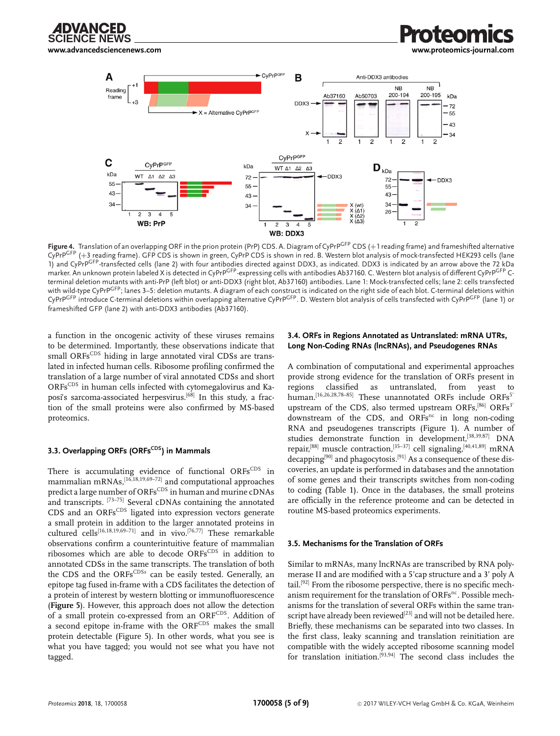**Figure 4.** Translation of an overlapping ORF in the prion protein (PrP) CDS. A. Diagram of CyPrP$^{GFP}$ CDS (+1 reading frame) and frameshifted alternative CyPrP$^{GFP}$ (+3 reading frame). GFP CDS is shown in green, CyPrP CDS is shown in red. B. Western blot analysis of mock-transfected HEK293 cells (lane 1) and CyPrP$^{GFP}$-transfected cells (lane 2) with four antibodies directed against DDX3, as indicated. DDX3 is indicated by an arrow above the 72 kDa marker. An unknown protein labeled X is detected in CyPrP$^{GFP}$-expressing cells with antibodies Ab37160. C. Western blot analysis of different CyPrP$^{GFP}$ C-terminal deletion mutants with anti-PrP (left blot) or anti-DDX3 (right blot, Ab37160) antibodies. Lane 1: Mock-transfected cells; lane 2: cells transfected with wild-type CyPrP$^{GFP}$; lanes 3–5: deletion mutants. A diagram of each construct is indicated on the right side of each blot. C-terminal deletions within CyPrP$^{GFP}$ introduce C-terminal deletions within overlapping alternative CyPrP$^{GFP}$. D. Western blot analysis of cells transfected with CyPrP$^{GFP}$ (lane 1) or frameshifted GFP (lane 2) with anti-DDX3 antibodies (Ab37160).

a function in the oncogenic activity of these viruses remains to be determined. Importantly, these observations indicate that small ORFs$^{CDS}$ hiding in large annotated viral CDSs are translated in infected human cells. Ribosome profiling confirmed the translation of a large number of viral annotated CDSs and short ORFs$^{CDS}$ in human cells infected with cytomegalovirus and Kaposi's sarcoma-associated herpesvirus.[68] In this study, a fraction of the small proteins were also confirmed by MS-based proteomics.

### 3.3. Overlapping ORFs (ORFs$^{CDS}$) in Mammals

There is accumulating evidence of functional ORFs$^{CDS}$ in mammalian mRNAs,[16,18,19,69–72] and computational approaches predict a large number of ORFs$^{CDS}$ in human and murine cDNAs and transcripts. [73–75] Several cDNAs containing the annotated CDS and an ORFs$^{CDS}$ ligated into expression vectors generate a small protein in addition to the larger annotated proteins in cultured cells[16,18,19,69–71] and in vivo.[76,77] These remarkable observations confirm a counterintuitive feature of mammalian ribosomes which are able to decode ORFs$^{CDS}$ in addition to annotated CDSs in the same transcripts. The translation of both the CDS and the ORFs$^{CDSs}$ can be easily tested. Generally, an epitope tag fused in-frame with a CDS facilitates the detection of a protein of interest by western blotting or immunofluorescence (**Figure 5**). However, this approach does not allow the detection of a small protein co-expressed from an ORF$^{CDS}$. Addition of a second epitope in-frame with the ORF$^{CDS}$ makes the small protein detectable (Figure 5). In other words, what you see is what you have tagged; you would not see what you have not tagged.

### 3.4. ORFs in Regions Annotated as Untranslated: mRNA UTRs, Long Non-Coding RNAs (lncRNAs), and Pseudogenes RNAs

A combination of computational and experimental approaches provide strong evidence for the translation of ORFs present in regions classified as untranslated, from yeast to human.[16,26,28,78–85] These unannotated ORFs include ORFs$^{5'}$ upstream of the CDS, also termed upstream ORFs,[86] ORFs$^{3'}$ downstream of the CDS, and ORFs$^{nc}$ in long non-coding RNA and pseudogenes transcripts (Figure 1). A number of studies demonstrate function in development,[38,39,87] DNA repair,[88] muscle contraction,[35–37] cell signaling,[40,41,89] mRNA decapping[90] and phagocytosis.[91] As a consequence of these discoveries, an update is performed in databases and the annotation of some genes and their transcripts switches from non-coding to coding (Table 1). Once in the databases, the small proteins are officially in the reference proteome and can be detected in routine MS-based proteomics experiments.

### 3.5. Mechanisms for the Translation of ORFs

Similar to mRNAs, many lncRNAs are transcribed by RNA polymerase II and are modified with a 5'cap structure and a 3' poly A tail.[92] From the ribosome perspective, there is no specific mechanism requirement for the translation of ORFs$^{nc}$. Possible mechanisms for the translation of several ORFs within the same transcript have already been reviewed[23] and will not be detailed here. Briefly, these mechanisms can be separated into two classes. In the first class, leaky scanning and translation reinitiation are compatible with the widely accepted ribosome scanning model for translation initiation.[93,94] The second class includes the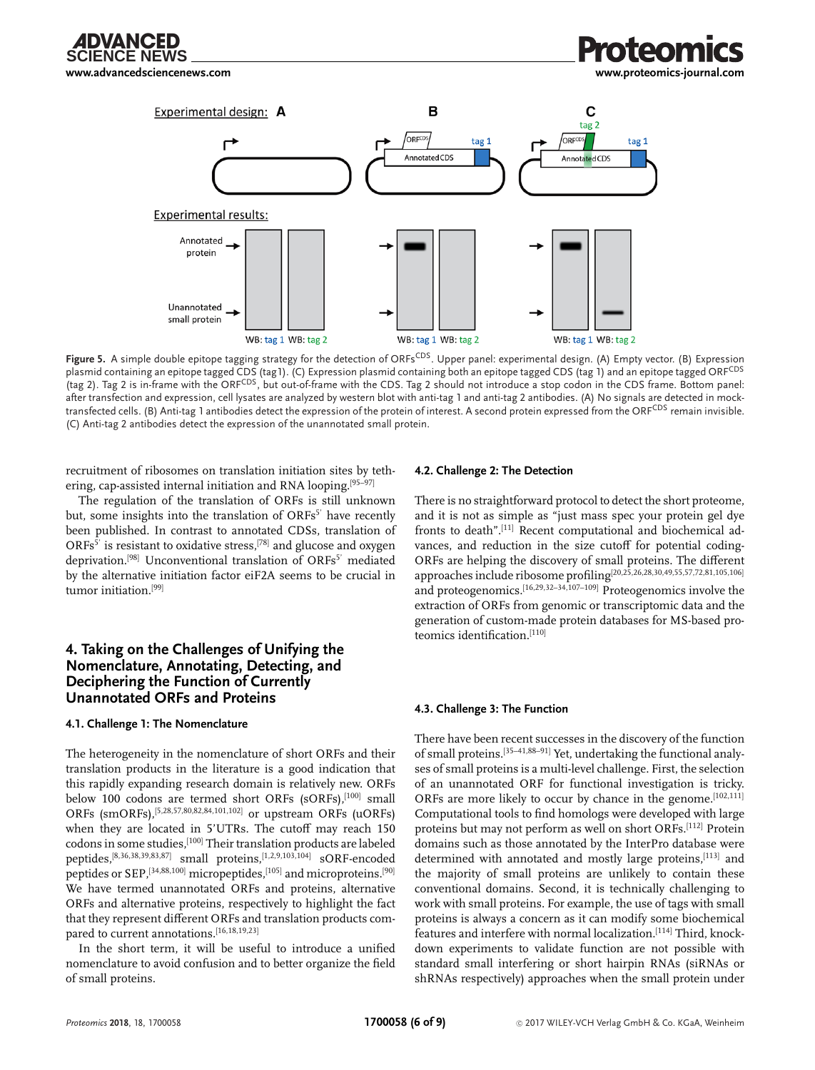Experimental design: A B C

Experimental results:

**Figure 5.** A simple double epitope tagging strategy for the detection of ORFs$^{CDS}$. Upper panel: experimental design. (A) Empty vector. (B) Expression plasmid containing an epitope tagged CDS (tag1). (C) Expression plasmid containing both an epitope tagged CDS (tag 1) and an epitope tagged ORF$^{CDS}$ (tag 2). Tag 2 is in-frame with the ORF$^{CDS}$, but out-of-frame with the CDS. Tag 2 should not introduce a stop codon in the CDS frame. Bottom panel: after transfection and expression, cell lysates are analyzed by western blot with anti-tag 1 and anti-tag 2 antibodies. (A) No signals are detected in mock-transfected cells. (B) Anti-tag 1 antibodies detect the expression of the protein of interest. A second protein expressed from the ORF$^{CDS}$ remain invisible. (C) Anti-tag 2 antibodies detect the expression of the unannotated small protein.

recruitment of ribosomes on translation initiation sites by tethering, cap-assisted internal initiation and RNA looping.[95–97]

The regulation of the translation of ORFs is still unknown but, some insights into the translation of ORFs$^{5'}$ have recently been published. In contrast to annotated CDSs, translation of ORFs$^{5'}$ is resistant to oxidative stress,[78] and glucose and oxygen deprivation.[98] Unconventional translation of ORFs$^{5'}$ mediated by the alternative initiation factor eiF2A seems to be crucial in tumor initiation.[99]

## 4. Taking on the Challenges of Unifying the Nomenclature, Annotating, Detecting, and Deciphering the Function of Currently Unannotated ORFs and Proteins

### 4.1. Challenge 1: The Nomenclature

The heterogeneity in the nomenclature of short ORFs and their translation products in the literature is a good indication that this rapidly expanding research domain is relatively new. ORFs below 100 codons are termed short ORFs (sORFs),[100] small ORFs (smORFs),[5,28,57,80,82,84,101,102] or upstream ORFs (uORFs) when they are located in 5′UTRs. The cutoff may reach 150 codons in some studies,[100] Their translation products are labeled peptides,[8,36,38,39,83,87] small proteins,[1,2,9,103,104] sORF-encoded peptides or SEP,[34,88,100] micropeptides,[105] and microproteins.[90] We have termed unannotated ORFs and proteins, alternative ORFs and alternative proteins, respectively to highlight the fact that they represent different ORFs and translation products compared to current annotations.[16,18,19,23]

In the short term, it will be useful to introduce a unified nomenclature to avoid confusion and to better organize the field of small proteins.

### 4.2. Challenge 2: The Detection

There is no straightforward protocol to detect the short proteome, and it is not as simple as "just mass spec your protein gel dye fronts to death".[11] Recent computational and biochemical advances, and reduction in the size cutoff for potential coding-ORFs are helping the discovery of small proteins. The different approaches include ribosome profiling[20,25,26,28,30,49,55,57,72,81,105,106] and proteogenomics.[16,29,32–34,107–109] Proteogenomics involve the extraction of ORFs from genomic or transcriptomic data and the generation of custom-made protein databases for MS-based proteomics identification.[110]

### 4.3. Challenge 3: The Function

There have been recent successes in the discovery of the function of small proteins.[35–41,88–91] Yet, undertaking the functional analyses of small proteins is a multi-level challenge. First, the selection of an unannotated ORF for functional investigation is tricky. ORFs are more likely to occur by chance in the genome.[102,111] Computational tools to find homologs were developed with large proteins but may not perform as well on short ORFs.[112] Protein domains such as those annotated by the InterPro database were determined with annotated and mostly large proteins,[113] and the majority of small proteins are unlikely to contain these conventional domains. Second, it is technically challenging to work with small proteins. For example, the use of tags with small proteins is always a concern as it can modify some biochemical features and interfere with normal localization.[114] Third, knockdown experiments to validate function are not possible with standard small interfering or short hairpin RNAs (siRNAs or shRNAs respectively) approaches when the small protein under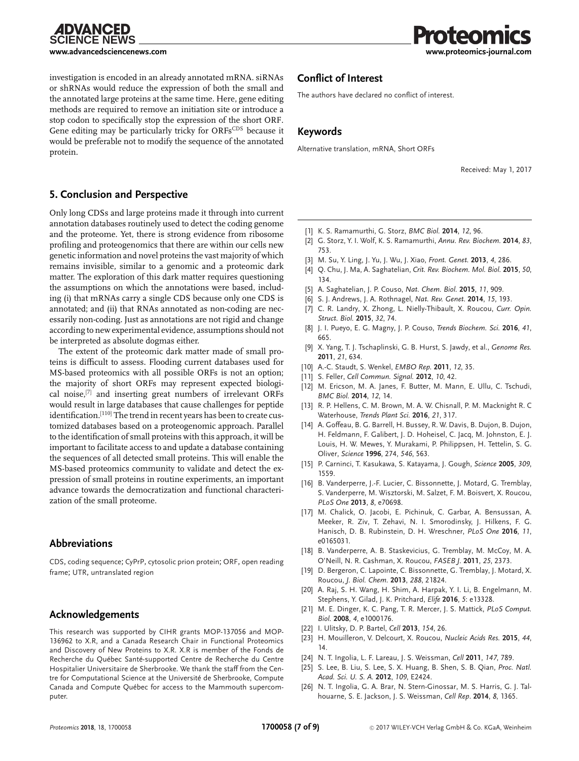investigation is encoded in an already annotated mRNA. siRNAs or shRNAs would reduce the expression of both the small and the annotated large proteins at the same time. Here, gene editing methods are required to remove an initiation site or introduce a stop codon to specifically stop the expression of the short ORF. Gene editing may be particularly tricky for ORFs$^{CDS}$ because it would be preferable not to modify the sequence of the annotated protein.

## 5. Conclusion and Perspective

Only long CDSs and large proteins made it through into current annotation databases routinely used to detect the coding genome and the proteome. Yet, there is strong evidence from ribosome profiling and proteogenomics that there are within our cells new genetic information and novel proteins the vast majority of which remains invisible, similar to a genomic and a proteomic dark matter. The exploration of this dark matter requires questioning the assumptions on which the annotations were based, including (i) that mRNAs carry a single CDS because only one CDS is annotated; and (ii) that RNAs annotated as non-coding are necessarily non-coding. Just as annotations are not rigid and change according to new experimental evidence, assumptions should not be interpreted as absolute dogmas either.

The extent of the proteomic dark matter made of small proteins is difficult to assess. Flooding current databases used for MS-based proteomics with all possible ORFs is not an option; the majority of short ORFs may represent expected biological noise,[7] and inserting great numbers of irrelevant ORFs would result in large databases that cause challenges for peptide identification.[110] The trend in recent years has been to create customized databases based on a proteogenomic approach. Parallel to the identification of small proteins with this approach, it will be important to facilitate access to and update a database containing the sequences of all detected small proteins. This will enable the MS-based proteomics community to validate and detect the expression of small proteins in routine experiments, an important advance towards the democratization and functional characterization of the small proteome.

## Abbreviations

CDS, coding sequence; CyPrP, cytosolic prion protein; ORF, open reading frame; UTR, untranslated region

## Acknowledgements

This research was supported by CIHR grants MOP-137056 and MOP-136962 to X.R, and a Canada Research Chair in Functional Proteomics and Discovery of New Proteins to X.R. X.R is member of the Fonds de Recherche du Québec Santé-supported Centre de Recherche du Centre Hospitalier Universitaire de Sherbrooke. We thank the staff from the Centre for Computational Science at the Université de Sherbrooke, Compute Canada and Compute Québec for access to the Mammouth supercomputer.

## Conflict of Interest

The authors have declared no conflict of interest.

## Keywords

Alternative translation, mRNA, Short ORFs

Received: May 1, 2017

[1] K. S. Ramamurthi, G. Storz, *BMC Biol.* **2014**, *12*, 96.
[2] G. Storz, Y. I. Wolf, K. S. Ramamurthi, *Annu. Rev. Biochem.* **2014**, *83*, 753.
[3] M. Su, Y. Ling, J. Yu, J. Wu, J. Xiao, *Front. Genet.* **2013**, *4*, 286.
[4] Q. Chu, J. Ma, A. Saghatelian, *Crit. Rev. Biochem. Mol. Biol.* **2015**, *50*, 134.
[5] A. Saghatelian, J. P. Couso, *Nat. Chem. Biol.* **2015**, *11*, 909.
[6] S. J. Andrews, J. A. Rothnagel, *Nat. Rev. Genet.* **2014**, *15*, 193.
[7] C. R. Landry, X. Zhong, L. Nielly-Thibault, X. Roucou, *Curr. Opin. Struct. Biol.* **2015**, *32*, 74.
[8] J. I. Pueyo, E. G. Magny, J. P. Couso, *Trends Biochem. Sci.* **2016**, *41*, 665.
[9] X. Yang, T. J. Tschaplinski, G. B. Hurst, S. Jawdy, et al., *Genome Res.* **2011**, *21*, 634.
[10] A.-C. Staudt, S. Wenkel, *EMBO Rep.* **2011**, *12*, 35.
[11] S. Feller, *Cell Commun. Signal.* **2012**, *10*, 42.
[12] M. Ericson, M. A. Janes, F. Butter, M. Mann, E. Ullu, C. Tschudi, *BMC Biol.* **2014**, *12*, 14.
[13] R. P. Hellens, C. M. Brown, M. A. W. Chisnall, P. M. Macknight R. C Waterhouse, *Trends Plant Sci.* **2016**, *21*, 317.
[14] A. Goffeau, B. G. Barrell, H. Bussey, R. W. Davis, B. Dujon, B. Dujon, H. Feldmann, F. Galibert, J. D. Hoheisel, C. Jacq, M. Johnston, E. J. Louis, H. W. Mewes, Y. Murakami, P. Philippsen, H. Tettelin, S. G. Oliver, *Science* **1996**, 274, *546*, 563.
[15] P. Carninci, T. Kasukawa, S. Katayama, J. Gough, *Science* **2005**, *309*, 1559.
[16] B. Vanderperre, J.-F. Lucier, C. Bissonnette, J. Motard, G. Tremblay, S. Vanderperre, M. Wisztorski, M. Salzet, F. M. Boisvert, X. Roucou, *PLoS One* **2013**, *8*, e70698.
[17] M. Chalick, O. Jacobi, E. Pichinuk, C. Garbar, A. Bensussan, A. Meeker, R. Ziv, T. Zehavi, N. I. Smorodinsky, J. Hilkens, F. G. Hanisch, D. B. Rubinstein, D. H. Wreschner, *PLoS One* **2016**, *11*, e0165031.
[18] B. Vanderperre, A. B. Staskevicius, G. Tremblay, M. McCoy, M. A. O'Neill, N. R. Cashman, X. Roucou, *FASEB J.* **2011**, *25*, 2373.
[19] D. Bergeron, C. Lapointe, C. Bissonnette, G. Tremblay, J. Motard, X. Roucou, *J. Biol. Chem.* **2013**, *288*, 21824.
[20] A. Raj, S. H. Wang, H. Shim, A. Harpak, Y. I. Li, B. Engelmann, M. Stephens, Y. Gilad, J. K. Pritchard, *Elife* **2016**, *5*: e13328.
[21] M. E. Dinger, K. C. Pang, T. R. Mercer, J. S. Mattick, *PLoS Comput. Biol.* **2008**, *4*, e1000176.
[22] I. Ulitsky, D. P. Bartel, *Cell* **2013**, *154*, 26.
[23] H. Mouilleron, V. Delcourt, X. Roucou, *Nucleic Acids Res.* **2015**, *44*, 14.
[24] N. T. Ingolia, L. F. Lareau, J. S. Weissman, *Cell* **2011**, *147*, 789.
[25] S. Lee, B. Liu, S. Lee, S. X. Huang, B. Shen, S. B. Qian, *Proc. Natl. Acad. Sci. U. S. A.* **2012**, *109*, E2424.
[26] N. T. Ingolia, G. A. Brar, N. Stern-Ginossar, M. S. Harris, G. J. Talhouarne, S. E. Jackson, J. S. Weissman, *Cell Rep.* **2014**, *8*, 1365.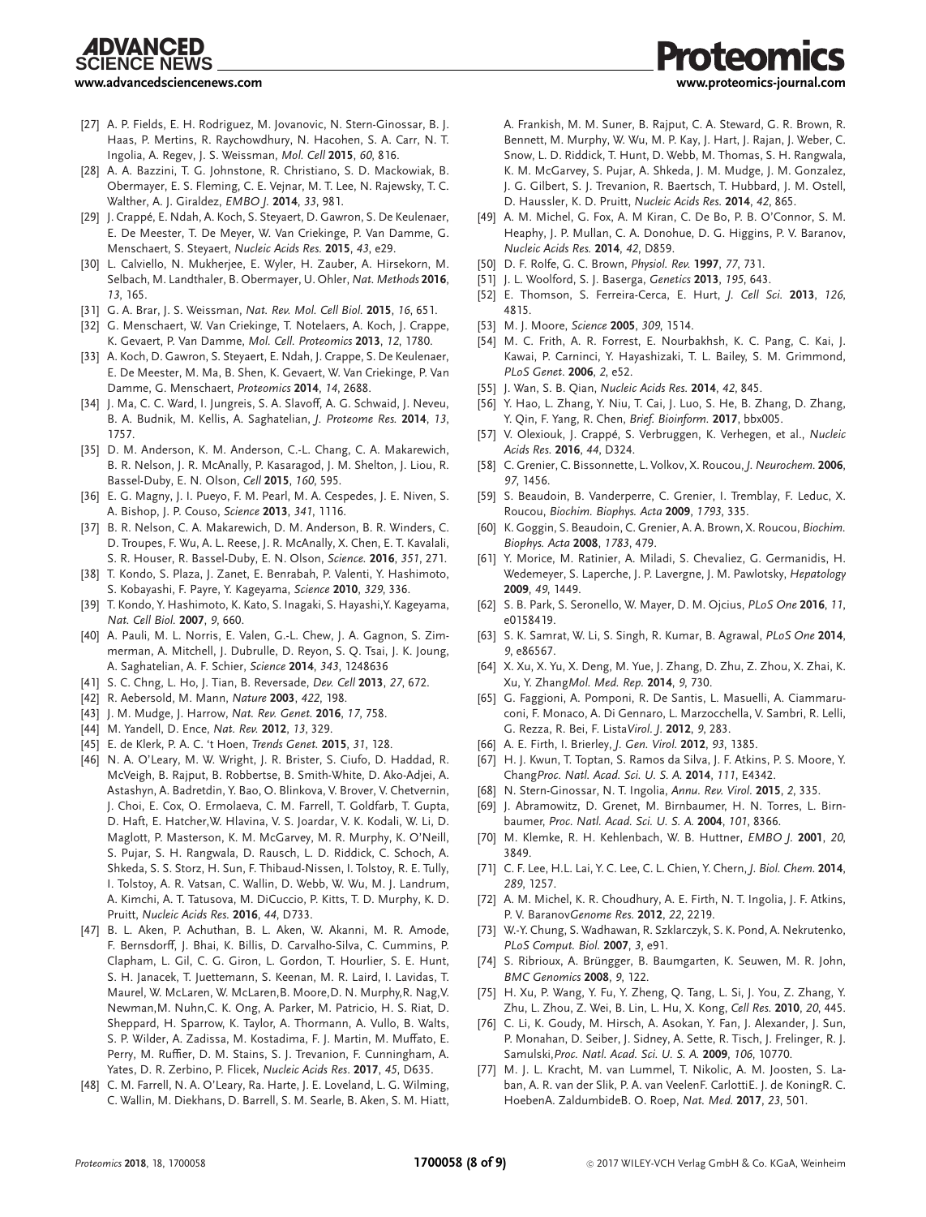[27] A. P. Fields, E. H. Rodriguez, M. Jovanovic, N. Stern-Ginossar, B. J. Haas, P. Mertins, R. Raychowdhury, N. Hacohen, S. A. Carr, N. T. Ingolia, A. Regev, J. S. Weissman, *Mol. Cell* **2015**, *60*, 816.

[28] A. A. Bazzini, T. G. Johnstone, R. Christiano, S. D. Mackowiak, B. Obermayer, E. S. Fleming, C. E. Vejnar, M. T. Lee, N. Rajewsky, T. C. Walther, A. J. Giraldez, *EMBO J.* **2014**, *33*, 981.

[29] J. Crappé, E. Ndah, A. Koch, S. Steyaert, D. Gawron, S. De Keulenaer, E. De Meester, T. De Meyer, W. Van Criekinge, P. Van Damme, G. Menschaert, S. Steyaert, *Nucleic Acids Res.* **2015**, *43*, e29.

[30] L. Calviello, N. Mukherjee, E. Wyler, H. Zauber, A. Hirsekorn, M. Selbach, M. Landthaler, B. Obermayer, U. Ohler, *Nat. Methods* **2016**, *13*, 165.

[31] G. A. Brar, J. S. Weissman, *Nat. Rev. Mol. Cell Biol.* **2015**, *16*, 651.

[32] G. Menschaert, W. Van Criekinge, T. Notelaers, A. Koch, J. Crappe, K. Gevaert, P. Van Damme, *Mol. Cell. Proteomics* **2013**, *12*, 1780.

[33] A. Koch, D. Gawron, S. Steyaert, E. Ndah, J. Crappe, S. De Keulenaer, E. De Meester, M. Ma, B. Shen, K. Gevaert, W. Van Criekinge, P. Van Damme, G. Menschaert, *Proteomics* **2014**, *14*, 2688.

[34] J. Ma, C. C. Ward, I. Jungreis, S. A. Slavoff, A. G. Schwaid, J. Neveu, B. A. Budnik, M. Kellis, A. Saghatelian, *J. Proteome Res.* **2014**, *13*, 1757.

[35] D. M. Anderson, K. M. Anderson, C.-L. Chang, C. A. Makarewich, B. R. Nelson, J. R. McAnally, P. Kasaragod, J. M. Shelton, J. Liou, R. Bassel-Duby, E. N. Olson, *Cell* **2015**, *160*, 595.

[36] E. G. Magny, J. I. Pueyo, F. M. Pearl, M. A. Cespedes, J. E. Niven, S. A. Bishop, J. P. Couso, *Science* **2013**, *341*, 1116.

[37] B. R. Nelson, C. A. Makarewich, D. M. Anderson, B. R. Winders, C. D. Troupes, F. Wu, A. L. Reese, J. R. McAnally, X. Chen, E. T. Kavalali, S. R. Houser, R. Bassel-Duby, E. N. Olson, *Science.* **2016**, *351*, 271.

[38] T. Kondo, S. Plaza, J. Zanet, E. Benrabah, P. Valenti, Y. Hashimoto, S. Kobayashi, F. Payre, Y. Kageyama, *Science* **2010**, *329*, 336.

[39] T. Kondo, Y. Hashimoto, K. Kato, S. Inagaki, S. Hayashi,Y. Kageyama, *Nat. Cell Biol.* **2007**, *9*, 660.

[40] A. Pauli, M. L. Norris, E. Valen, G.-L. Chew, J. A. Gagnon, S. Zimmerman, A. Mitchell, J. Dubrulle, D. Reyon, S. Q. Tsai, J. K. Joung, A. Saghatelian, A. F. Schier, *Science* **2014**, *343*, 1248636

[41] S. C. Chng, L. Ho, J. Tian, B. Reversade, *Dev. Cell* **2013**, *27*, 672.

[42] R. Aebersold, M. Mann, *Nature* **2003**, *422*, 198.

[43] J. M. Mudge, J. Harrow, *Nat. Rev. Genet.* **2016**, *17*, 758.

[44] M. Yandell, D. Ence, *Nat. Rev.* **2012**, *13*, 329.

[45] E. de Klerk, P. A. C. 't Hoen, *Trends Genet.* **2015**, *31*, 128.

[46] N. A. O'Leary, M. W. Wright, J. R. Brister, S. Ciufo, D. Haddad, R. McVeigh, B. Rajput, B. Robbertse, B. Smith-White, D. Ako-Adjei, A. Astashyn, A. Badretdin, Y. Bao, O. Blinkova, V. Brover, V. Chetvernin, J. Choi, E. Cox, O. Ermolaeva, C. M. Farrell, T. Goldfarb, T. Gupta, D. Haft, E. Hatcher,W. Hlavina, V. S. Joardar, V. K. Kodali, W. Li, D. Maglott, P. Masterson, K. M. McGarvey, M. R. Murphy, K. O'Neill, S. Pujar, S. H. Rangwala, D. Rausch, L. D. Riddick, C. Schoch, A. Shkeda, S. S. Storz, H. Sun, F. Thibaud-Nissen, I. Tolstoy, R. E. Tully, I. Tolstoy, A. R. Vatsan, C. Wallin, D. Webb, W. Wu, M. J. Landrum, A. Kimchi, A. T. Tatusova, M. DiCuccio, P. Kitts, T. D. Murphy, K. D. Pruitt, *Nucleic Acids Res.* **2016**, *44*, D733.

[47] B. L. Aken, P. Achuthan, B. L. Aken, W. Akanni, M. R. Amode, F. Bernsdorff, J. Bhai, K. Billis, D. Carvalho-Silva, C. Cummins, P. Clapham, L. Gil, C. G. Giron, L. Gordon, T. Hourlier, S. E. Hunt, S. H. Janacek, T. Juettemann, S. Keenan, M. R. Laird, I. Lavidas, T. Maurel, W. McLaren, W. McLaren,B. Moore,D. N. Murphy,R. Nag,V. Newman,M. Nuhn,C. K. Ong, A. Parker, M. Patricio, H. S. Riat, D. Sheppard, H. Sparrow, K. Taylor, A. Thormann, A. Vullo, B. Walts, S. P. Wilder, A. Zadissa, M. Kostadima, F. J. Martin, M. Muffato, E. Perry, M. Ruffier, D. M. Stains, S. J. Trevanion, F. Cunningham, A. Yates, D. R. Zerbino, P. Flicek, *Nucleic Acids Res.* **2017**, *45*, D635.

[48] C. M. Farrell, N. A. O'Leary, Ra. Harte, J. E. Loveland, L. G. Wilming, C. Wallin, M. Diekhans, D. Barrell, S. M. Searle, B. Aken, S. M. Hiatt, A. Frankish, M. M. Suner, B. Rajput, C. A. Steward, G. R. Brown, R. Bennett, M. Murphy, W. Wu, M. P. Kay, J. Hart, J. Rajan, J. Weber, C. Snow, L. D. Riddick, T. Hunt, D. Webb, M. Thomas, S. H. Rangwala, K. M. McGarvey, S. Pujar, A. Shkeda, J. M. Mudge, J. M. Gonzalez, J. G. Gilbert, S. J. Trevanion, R. Baertsch, T. Hubbard, J. M. Ostell, D. Haussler, K. D. Pruitt, *Nucleic Acids Res.* **2014**, *42*, 865.

[49] A. M. Michel, G. Fox, A. M Kiran, C. De Bo, P. B. O'Connor, S. M. Heaphy, J. P. Mullan, C. A. Donohue, D. G. Higgins, P. V. Baranov, *Nucleic Acids Res.* **2014**, *42*, D859.

[50] D. F. Rolfe, G. C. Brown, *Physiol. Rev.* **1997**, *77*, 731.

[51] J. L. Woolford, S. J. Baserga, *Genetics* **2013**, *195*, 643.

[52] E. Thomson, S. Ferreira-Cerca, E. Hurt, *J. Cell Sci.* **2013**, *126*, 4815.

[53] M. J. Moore, *Science* **2005**, *309*, 1514.

[54] M. C. Frith, A. R. Forrest, E. Nourbakhsh, K. C. Pang, C. Kai, J. Kawai, P. Carninci, Y. Hayashizaki, T. L. Bailey, S. M. Grimmond, *PLoS Genet.* **2006**, *2*, e52.

[55] J. Wan, S. B. Qian, *Nucleic Acids Res.* **2014**, *42*, 845.

[56] Y. Hao, L. Zhang, Y. Niu, T. Cai, J. Luo, S. He, B. Zhang, D. Zhang, Y. Qin, F. Yang, R. Chen, *Brief. Bioinform.* **2017**, bbx005.

[57] V. Olexiouk, J. Crappé, S. Verbruggen, K. Verhegen, et al., *Nucleic Acids Res.* **2016**, *44*, D324.

[58] C. Grenier, C. Bissonnette, L. Volkov, X. Roucou, *J. Neurochem.* **2006**, *97*, 1456.

[59] S. Beaudoin, B. Vanderperre, C. Grenier, I. Tremblay, F. Leduc, X. Roucou, *Biochim. Biophys. Acta* **2009**, *1793*, 335.

[60] K. Goggin, S. Beaudoin, C. Grenier, A. A. Brown, X. Roucou, *Biochim. Biophys. Acta* **2008**, *1783*, 479.

[61] Y. Morice, M. Ratinier, A. Miladi, S. Chevaliez, G. Germanidis, H. Wedemeyer, S. Laperche, J. P. Lavergne, J. M. Pawlotsky, *Hepatology* **2009**, *49*, 1449.

[62] S. B. Park, S. Seronello, W. Mayer, D. M. Ojcius, *PLoS One* **2016**, *11*, e0158419.

[63] S. K. Samrat, W. Li, S. Singh, R. Kumar, B. Agrawal, *PLoS One* **2014**, *9*, e86567.

[64] X. Xu, X. Yu, X. Deng, M. Yue, J. Zhang, D. Zhu, Z. Zhou, X. Zhai, K. Xu, Y. Zhang*Mol. Med. Rep.* **2014**, *9*, 730.

[65] G. Faggioni, A. Pomponi, R. De Santis, L. Masuelli, A. Ciammaruconi, F. Monaco, A. Di Gennaro, L. Marzocchella, V. Sambri, R. Lelli, G. Rezza, R. Bei, F. Lista*Virol. J.* **2012**, *9*, 283.

[66] A. E. Firth, I. Brierley, *J. Gen. Virol.* **2012**, *93*, 1385.

[67] H. J. Kwun, T. Toptan, S. Ramos da Silva, J. F. Atkins, P. S. Moore, Y. Chang*Proc. Natl. Acad. Sci. U. S. A.* **2014**, *111*, E4342.

[68] N. Stern-Ginossar, N. T. Ingolia, *Annu. Rev. Virol.* **2015**, *2*, 335.

[69] J. Abramowitz, D. Grenet, M. Birnbaumer, H. N. Torres, L. Birnbaumer, *Proc. Natl. Acad. Sci. U. S. A.* **2004**, *101*, 8366.

[70] M. Klemke, R. H. Kehlenbach, W. B. Huttner, *EMBO J.* **2001**, *20*, 3849.

[71] C. F. Lee, H.L. Lai, Y. C. Lee, C. L. Chien, Y. Chern, *J. Biol. Chem.* **2014**, *289*, 1257.

[72] A. M. Michel, K. R. Choudhury, A. E. Firth, N. T. Ingolia, J. F. Atkins, P. V. Baranov*Genome Res.* **2012**, *22*, 2219.

[73] W.-Y. Chung, S. Wadhawan, R. Szklarczyk, S. K. Pond, A. Nekrutenko, *PLoS Comput. Biol.* **2007**, *3*, e91.

[74] S. Ribrioux, A. Brüngger, B. Baumgarten, K. Seuwen, M. R. John, *BMC Genomics* **2008**, *9*, 122.

[75] H. Xu, P. Wang, Y. Fu, Y. Zheng, Q. Tang, L. Si, J. You, Z. Zhang, Y. Zhu, L. Zhou, Z. Wei, B. Lin, L. Hu, X. Kong, *Cell Res.* **2010**, *20*, 445.

[76] C. Li, K. Goudy, M. Hirsch, A. Asokan, Y. Fan, J. Alexander, J. Sun, P. Monahan, D. Seiber, J. Sidney, A. Sette, R. Tisch, J. Frelinger, R. J. Samulski,*Proc. Natl. Acad. Sci. U. S. A.* **2009**, *106*, 10770.

[77] M. J. L. Kracht, M. van Lummel, T. Nikolic, A. M. Joosten, S. Laban, A. R. van der Slik, P. A. van VeelenF. CarlottiE. J. de KoningR. C. HoebenA. ZaldumbideB. O. Roep, *Nat. Med.* **2017**, *23*, 501.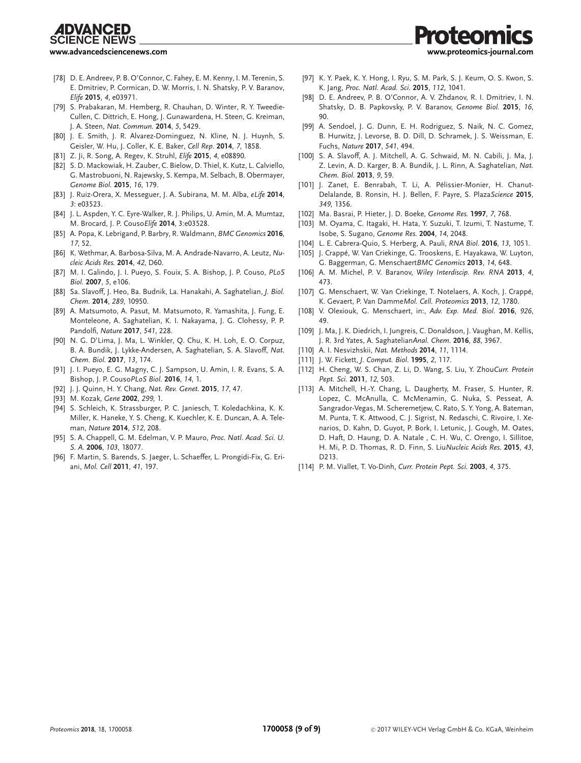[78] D. E. Andreev, P. B. O'Connor, C. Fahey, E. M. Kenny, I. M. Terenin, S. E. Dmitriev, P. Cormican, D. W. Morris, I. N. Shatsky, P. V. Baranov, *Elife* **2015**, *4*, e03971.

[79] S. Prabakaran, M. Hemberg, R. Chauhan, D. Winter, R. Y. Tweedie-Cullen, C. Dittrich, E. Hong, J. Gunawardena, H. Steen, G. Kreiman, J. A. Steen, *Nat. Commun.* **2014**, *5*, 5429.

[80] J. E. Smith, J. R. Alvarez-Dominguez, N. Kline, N. J. Huynh, S. Geisler, W. Hu, J. Coller, K. E. Baker, *Cell Rep.* **2014**, *7*, 1858.

[81] Z. Ji, R. Song, A. Regev, K. Struhl, *Elife* **2015**, *4*, e08890.

[82] S. D. Mackowiak, H. Zauber, C. Bielow, D. Thiel, K. Kutz, L. Calviello, G. Mastrobuoni, N. Rajewsky, S. Kempa, M. Selbach, B. Obermayer, *Genome Biol.* **2015**, *16*, 179.

[83] J. Ruiz-Orera, X. Messeguer, J. A. Subirana, M. M. Alba, *eLife* **2014**, *3*: e03523.

[84] J. L. Aspden, Y. C. Eyre-Walker, R. J. Philips, U. Amin, M. A. Mumtaz, M. Brocard, J. P. Couso*Elife* **2014**, 3:e03528.

[85] A. Popa, K. Lebrigand, P. Barbry, R. Waldmann, *BMC Genomics* **2016**, *17*, 52.

[86] K. Wethmar, A. Barbosa-Silva, M. A. Andrade-Navarro, A. Leutz, *Nucleic Acids Res.* **2014**, *42*, D60.

[87] M. I. Galindo, J. I. Pueyo, S. Fouix, S. A. Bishop, J. P. Couso, *PLoS Biol.* **2007**, *5*, e106.

[88] Sa. Slavoff, J. Heo, Ba. Budnik, La. Hanakahi, A. Saghatelian, *J. Biol. Chem.* **2014**, *289*, 10950.

[89] A. Matsumoto, A. Pasut, M. Matsumoto, R. Yamashita, J. Fung, E. Monteleone, A. Saghatelian, K. I. Nakayama, J. G. Clohessy, P. P. Pandolfi, *Nature* **2017**, *541*, 228.

[90] N. G. D'Lima, J. Ma, L. Winkler, Q. Chu, K. H. Loh, E. O. Corpuz, B. A. Bundik, J. Lykke-Andersen, A. Saghatelian, S. A. Slavoff, *Nat. Chem. Biol.* **2017**, *13*, 174.

[91] J. I. Pueyo, E. G. Magny, C. J. Sampson, U. Amin, I. R. Evans, S. A. Bishop, J. P. Couso*PLoS Biol.* **2016**, *14*, 1.

[92] J. J. Quinn, H. Y. Chang, *Nat. Rev. Genet.* **2015**, *17*, 47.

[93] M. Kozak, *Gene* **2002**, *299*, 1.

[94] S. Schleich, K. Strassburger, P. C. Janiesch, T. Koledachkina, K. K. Miller, K. Haneke, Y. S. Cheng, K. Kuechler, K. E. Duncan, A. A. Teleman, *Nature* **2014**, *512*, 208.

[95] S. A. Chappell, G. M. Edelman, V. P. Mauro, *Proc. Natl. Acad. Sci. U. S. A.* **2006**, *103*, 18077.

[96] F. Martin, S. Barends, S. Jaeger, L. Schaeffer, L. Prongidi-Fix, G. Eriani, *Mol. Cell* **2011**, *41*, 197.

[97] K. Y. Paek, K. Y. Hong, I. Ryu, S. M. Park, S. J. Keum, O. S. Kwon, S. K. Jang, *Proc. Natl. Acad. Sci.* **2015**, *112*, 1041.

[98] D. E. Andreev, P. B. O'Connor, A. V. Zhdanov, R. I. Dmitriev, I. N. Shatsky, D. B. Papkovsky, P. V. Baranov, *Genome Biol.* **2015**, *16*, 90.

[99] A. Sendoel, J. G. Dunn, E. H. Rodriguez, S. Naik, N. C. Gomez, B. Hurwitz, J. Levorse, B. D. Dill, D. Schramek, J. S. Weissman, E. Fuchs, *Nature* **2017**, *541*, 494.

[100] S. A. Slavoff, A. J. Mitchell, A. G. Schwaid, M. N. Cabili, J. Ma, J. Z. Levin, A. D. Karger, B. A. Bundik, J. L. Rinn, A. Saghatelian, *Nat. Chem. Biol.* **2013**, *9*, 59.

[101] J. Zanet, E. Benrabah, T. Li, A. Pélissier-Monier, H. Chanut-Delalande, B. Ronsin, H. J. Bellen, F. Payre, S. Plaza*Science* **2015**, *349*, 1356.

[102] Ma. Basrai, P. Hieter, J. D. Boeke, *Genome Res.* **1997**, *7*, 768.

[103] M. Oyama, C. Itagaki, H. Hata, Y. Suzuki, T. Izumi, T. Nastume, T. Isobe, S. Sugano, *Genome Res.* **2004**, *14*, 2048.

[104] L. E. Cabrera-Quio, S. Herberg, A. Pauli, *RNA Biol.* **2016**, *13*, 1051.

[105] J. Crappé, W. Van Criekinge, G. Trooskens, E. Hayakawa, W. Luyton, G. Baggerman, G. Menschaert*BMC Genomics* **2013**, *14*, 648.

[106] A. M. Michel, P. V. Baranov, *Wiley Interdiscip. Rev. RNA* **2013**, *4*, 473.

[107] G. Menschaert, W. Van Criekinge, T. Notelaers, A. Koch, J. Crappé, K. Gevaert, P. Van Damme*Mol. Cell. Proteomics* **2013**, *12*, 1780.

[108] V. Olexiouk, G. Menschaert, in:, *Adv. Exp. Med. Biol.* **2016**, *926*, 49.

[109] J. Ma, J. K. Diedrich, I. Jungreis, C. Donaldson, J. Vaughan, M. Kellis, J. R. 3rd Yates, A. Saghatelian*Anal. Chem.* **2016**, *88*, 3967.

[110] A. I. Nesvizhskii, *Nat. Methods* **2014**, *11*, 1114.

[111] J. W. Fickett, *J. Comput. Biol.* **1995**, *2*, 117.

[112] H. Cheng, W. S. Chan, Z. Li, D. Wang, S. Liu, Y. Zhou*Curr. Protein Pept. Sci.* **2011**, *12*, 503.

[113] A. Mitchell, H.-Y. Chang, L. Daugherty, M. Fraser, S. Hunter, R. Lopez, C. McAnulla, C. McMenamin, G. Nuka, S. Pesseat, A. Sangrador-Vegas, M. Scheremetjew, C. Rato, S. Y. Yong, A. Bateman, M. Punta, T. K. Attwood, C. J. Sigrist, N. Redaschi, C. Rivoire, I. Xenarios, D. Kahn, D. Guyot, P. Bork, I. Letunic, J. Gough, M. Oates, D. Haft, D. Haung, D. A. Natale , C. H. Wu, C. Orengo, I. Sillitoe, H. Mi, P. D. Thomas, R. D. Finn, S. Liu*Nucleic Acids Res.* **2015**, *43*, D213.

[114] P. M. Viallet, T. Vo-Dinh, *Curr. Protein Pept. Sci.* **2003**, *4*, 375.